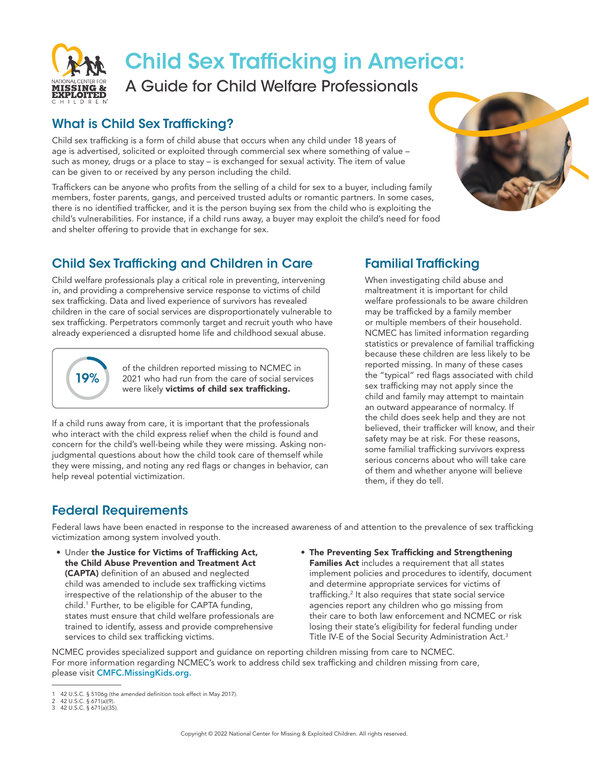# Child Sex Trafficking in America:

A Guide for Child Welfare Professionals

## What is Child Sex Trafficking?

Child sex trafficking is a form of child abuse that occurs when any child under 18 years of age is advertised, solicited or exploited through commercial sex where something of value – such as money, drugs or a place to stay – is exchanged for sexual activity. The item of value can be given to or received by any person including the child.

Traffickers can be anyone who profits from the selling of a child for sex to a buyer, including family members, foster parents, gangs, and perceived trusted adults or romantic partners. In some cases, there is no identified trafficker, and it is the person buying sex from the child who is exploiting the child's vulnerabilities. For instance, if a child runs away, a buyer may exploit the child's need for food and shelter offering to provide that in exchange for sex.

## Child Sex Trafficking and Children in Care

Child welfare professionals play a critical role in preventing, intervening in, and providing a comprehensive service response to victims of child sex trafficking. Data and lived experience of survivors has revealed children in the care of social services are disproportionately vulnerable to sex trafficking. Perpetrators commonly target and recruit youth who have already experienced a disrupted home life and childhood sexual abuse.

**19%** of the children reported missing to NCMEC in 2021 who had run from the care of social services were likely **victims of child sex trafficking.**

If a child runs away from care, it is important that the professionals who interact with the child express relief when the child is found and concern for the child's well-being while they were missing. Asking non-judgmental questions about how the child took care of themself while they were missing, and noting any red flags or changes in behavior, can help reveal potential victimization.

## Familial Trafficking

When investigating child abuse and maltreatment it is important for child welfare professionals to be aware children may be trafficked by a family member or multiple members of their household. NCMEC has limited information regarding statistics or prevalence of familial trafficking because these children are less likely to be reported missing. In many of these cases the "typical" red flags associated with child sex trafficking may not apply since the child and family may attempt to maintain an outward appearance of normalcy. If the child does seek help and they are not believed, their trafficker will know, and their safety may be at risk. For these reasons, some familial trafficking survivors express serious concerns about who will take care of them and whether anyone will believe them, if they do tell.

## Federal Requirements

Federal laws have been enacted in response to the increased awareness of and attention to the prevalence of sex trafficking victimization among system involved youth.

- Under **the Justice for Victims of Trafficking Act, the Child Abuse Prevention and Treatment Act (CAPTA)** definition of an abused and neglected child was amended to include sex trafficking victims irrespective of the relationship of the abuser to the child.[1] Further, to be eligible for CAPTA funding, states must ensure that child welfare professionals are trained to identify, assess and provide comprehensive services to child sex trafficking victims.
- **The Preventing Sex Trafficking and Strengthening Families Act** includes a requirement that all states implement policies and procedures to identify, document and determine appropriate services for victims of trafficking.[2] It also requires that state social service agencies report any children who go missing from their care to both law enforcement and NCMEC or risk losing their state's eligibility for federal funding under Title IV-E of the Social Security Administration Act.[3]

NCMEC provides specialized support and guidance on reporting children missing from care to NCMEC. For more information regarding NCMEC's work to address child sex trafficking and children missing from care, please visit CMFC.MissingKids.org.

1 42 U.S.C. § 5106g (the amended definition took effect in May 2017).
2 42 U.S.C. § 671(a)(9).
3 42 U.S.C. § 671(a)(35).

Copyright © 2022 National Center for Missing & Exploited Children. All rights reserved.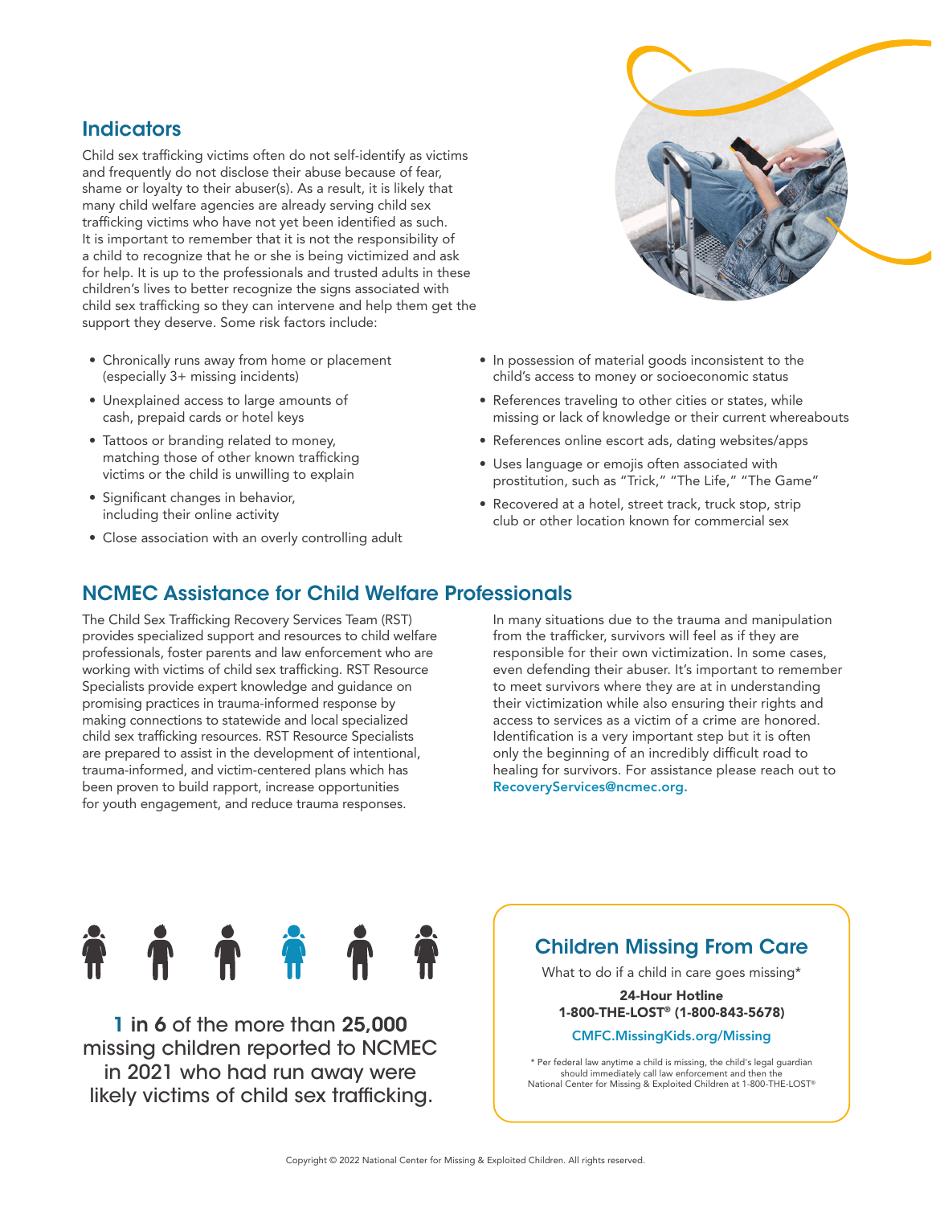## Indicators

Child sex trafficking victims often do not self-identify as victims and frequently do not disclose their abuse because of fear, shame or loyalty to their abuser(s). As a result, it is likely that many child welfare agencies are already serving child sex trafficking victims who have not yet been identified as such. It is important to remember that it is not the responsibility of a child to recognize that he or she is being victimized and ask for help. It is up to the professionals and trusted adults in these children's lives to better recognize the signs associated with child sex trafficking so they can intervene and help them get the support they deserve. Some risk factors include:

- Chronically runs away from home or placement (especially 3+ missing incidents)
- Unexplained access to large amounts of cash, prepaid cards or hotel keys
- Tattoos or branding related to money, matching those of other known trafficking victims or the child is unwilling to explain
- Significant changes in behavior, including their online activity
- Close association with an overly controlling adult
- In possession of material goods inconsistent to the child's access to money or socioeconomic status
- References traveling to other cities or states, while missing or lack of knowledge or their current whereabouts
- References online escort ads, dating websites/apps
- Uses language or emojis often associated with prostitution, such as "Trick," "The Life," "The Game"
- Recovered at a hotel, street track, truck stop, strip club or other location known for commercial sex

## NCMEC Assistance for Child Welfare Professionals

The Child Sex Trafficking Recovery Services Team (RST) provides specialized support and resources to child welfare professionals, foster parents and law enforcement who are working with victims of child sex trafficking. RST Resource Specialists provide expert knowledge and guidance on promising practices in trauma-informed response by making connections to statewide and local specialized child sex trafficking resources. RST Resource Specialists are prepared to assist in the development of intentional, trauma-informed, and victim-centered plans which has been proven to build rapport, increase opportunities for youth engagement, and reduce trauma responses.

In many situations due to the trauma and manipulation from the trafficker, survivors will feel as if they are responsible for their own victimization. In some cases, even defending their abuser. It's important to remember to meet survivors where they are at in understanding their victimization while also ensuring their rights and access to services as a victim of a crime are honored. Identification is a very important step but it is often only the beginning of an incredibly difficult road to healing for survivors. For assistance please reach out to RecoveryServices@ncmec.org.

**1 in 6** of the more than **25,000** missing children reported to NCMEC in 2021 who had run away were likely victims of child sex trafficking.

### Children Missing From Care

What to do if a child in care goes missing*

**24-Hour Hotline**
**1-800-THE-LOST® (1-800-843-5678)**

CMFC.MissingKids.org/Missing

* Per federal law anytime a child is missing, the child's legal guardian should immediately call law enforcement and then the National Center for Missing & Exploited Children at 1-800-THE-LOST®

Copyright © 2022 National Center for Missing & Exploited Children. All rights reserved.